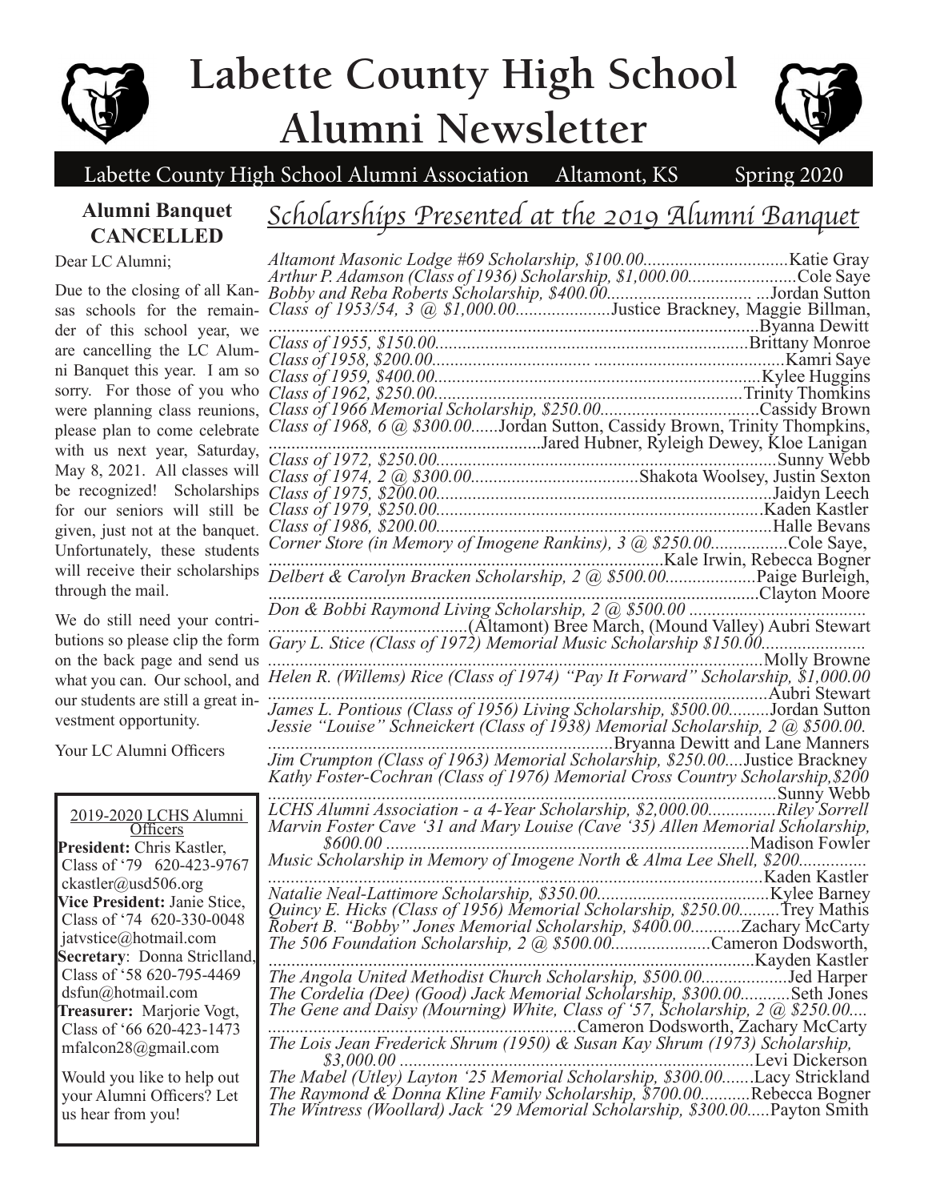# Labette County High School Alumni Newsletter

Labette County High School Alumni Association  Altamont, KS  Spring 2020

## Alumni Banquet CANCELLED

Dear LC Alumni;

Due to the closing of all Kansas schools for the remainder of this school year, we are cancelling the LC Alumni Banquet this year. I am so sorry. For those of you who were planning class reunions, please plan to come celebrate with us next year, Saturday, May 8, 2021. All classes will be recognized! Scholarships for our seniors will still be given, just not at the banquet. Unfortunately, these students will receive their scholarships through the mail.

We do still need your contributions so please clip the form on the back page and send us what you can. Our school, and our students are still a great investment opportunity.

Your LC Alumni Officers

**2019-2020 LCHS Alumni Officers**

**President:** Chris Kastler, Class of '79 620-423-9767 ckastler@usd506.org
**Vice President:** Janie Stice, Class of '74 620-330-0048 jatvstice@hotmail.com
**Secretary**: Donna Striclland, Class of '58 620-795-4469 dsfun@hotmail.com
**Treasurer:** Marjorie Vogt, Class of '66 620-423-1473 mfalcon28@gmail.com

Would you like to help out your Alumni Officers? Let us hear from you!

## Scholarships Presented at the 2019 Alumni Banquet

*Altamont Masonic Lodge #69 Scholarship, $100.00*................................Katie Gray
*Arthur P. Adamson (Class of 1936) Scholarship, $1,000.00*........................Cole Saye
*Bobby and Reba Roberts Scholarship, $400.00*................................ ...Jordan Sutton
*Class of 1953/54, 3 @ $1,000.00*.....................Justice Brackney, Maggie Billman, ..........Byanna Dewitt
*Class of 1955, $150.00*...........Brittany Monroe
*Class of 1958, $200.00*...........Kamri Saye
*Class of 1959, $400.00*...........Kylee Huggins
*Class of 1962, $250.00*...........Trinity Thomkins
*Class of 1966 Memorial Scholarship, $250.00*...........Cassidy Brown
*Class of 1968, 6 @ $300.00*......Jordan Sutton, Cassidy Brown, Trinity Thompkins, ..........Jared Hubner, Ryleigh Dewey, Kloe Lanigan
*Class of 1972, $250.00*...........Sunny Webb
*Class of 1974, 2 @ $300.00*...........Shakota Woolsey, Justin Sexton
*Class of 1975, $200.00*...........Jaidyn Leech
*Class of 1979, $250.00*...........Kaden Kastler
*Class of 1986, $200.00*...........Halle Bevans
*Corner Store (in Memory of Imogene Rankins), 3 @ $250.00*.................Cole Saye, ..........Kale Irwin, Rebecca Bogner
*Delbert & Carolyn Bracken Scholarship, 2 @ $500.00*....................Paige Burleigh, ..........Clayton Moore
*Don & Bobbi Raymond Living Scholarship, 2 @ $500.00* ..........(Altamont) Bree March, (Mound Valley) Aubri Stewart
*Gary L. Stice (Class of 1972) Memorial Music Scholarship $150.00*..........Molly Browne
*Helen R. (Willems) Rice (Class of 1974) "Pay It Forward" Scholarship, $1,000.00* ..........Aubri Stewart
*James L. Pontious (Class of 1956) Living Scholarship, $500.00*.........Jordan Sutton
*Jessie "Louise" Schneickert (Class of 1938) Memorial Scholarship, 2 @ $500.00.* ..........Bryanna Dewitt and Lane Manners
*Jim Crumpton (Class of 1963) Memorial Scholarship, $250.00*....Justice Brackney
*Kathy Foster-Cochran (Class of 1976) Memorial Cross Country Scholarship,$200* ..........Sunny Webb
*LCHS Alumni Association - a 4-Year Scholarship, $2,000.00*...............*Riley Sorrell*
*Marvin Foster Cave '31 and Mary Louise (Cave '35) Allen Memorial Scholarship, $600.00* ..........Madison Fowler
*Music Scholarship in Memory of Imogene North & Alma Lee Shell, $200*.......... ..........Kaden Kastler
*Natalie Neal-Lattimore Scholarship, $350.00*...........Kylee Barney
*Quincy E. Hicks (Class of 1956) Memorial Scholarship, $250.00*.........Trey Mathis
*Robert B. "Bobby" Jones Memorial Scholarship, $400.00*...........Zachary McCarty
*The 506 Foundation Scholarship, 2 @ $500.00*......................Cameron Dodsworth, ..........Kayden Kastler
*The Angola United Methodist Church Scholarship, $500.00*...................Jed Harper
*The Cordelia (Dee) (Good) Jack Memorial Scholarship, $300.00*...........Seth Jones
*The Gene and Daisy (Mourning) White, Class of '57, Scholarship, 2 @ $250.00*.... ..........Cameron Dodsworth, Zachary McCarty
*The Lois Jean Frederick Shrum (1950) & Susan Kay Shrum (1973) Scholarship, $3,000.00* ..........Levi Dickerson
*The Mabel (Utley) Layton '25 Memorial Scholarship, $300.00*.......Lacy Strickland
*The Raymond & Donna Kline Family Scholarship, $700.00*...........Rebecca Bogner
*The Wintress (Woollard) Jack '29 Memorial Scholarship, $300.00*.....Payton Smith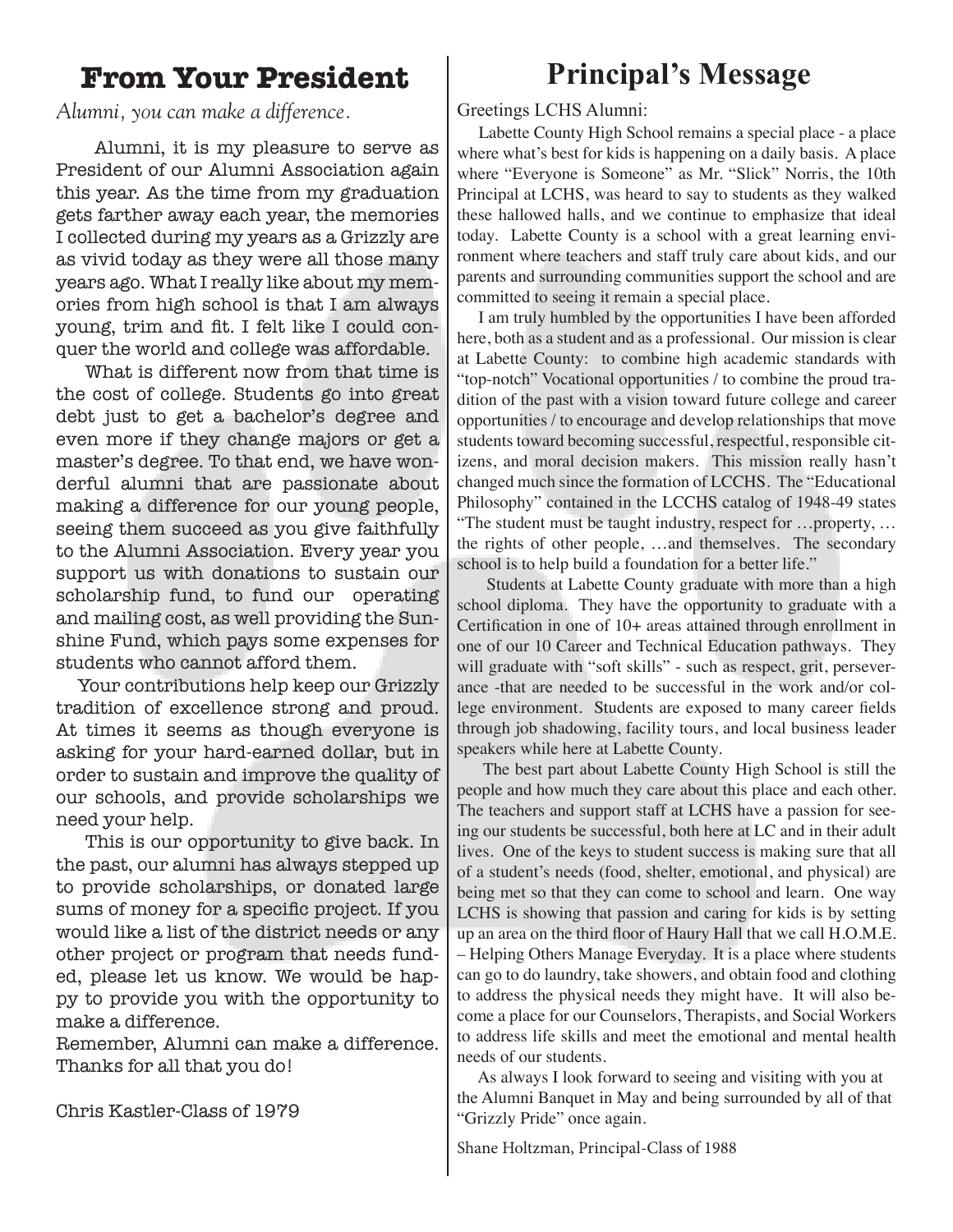## From Your President

*Alumni, you can make a difference.*

Alumni, it is my pleasure to serve as President of our Alumni Association again this year. As the time from my graduation gets farther away each year, the memories I collected during my years as a Grizzly are as vivid today as they were all those many years ago. What I really like about my memories from high school is that I am always young, trim and fit. I felt like I could conquer the world and college was affordable.

What is different now from that time is the cost of college. Students go into great debt just to get a bachelor's degree and even more if they change majors or get a master's degree. To that end, we have wonderful alumni that are passionate about making a difference for our young people, seeing them succeed as you give faithfully to the Alumni Association. Every year you support us with donations to sustain our scholarship fund, to fund our operating and mailing cost, as well providing the Sunshine Fund, which pays some expenses for students who cannot afford them.

Your contributions help keep our Grizzly tradition of excellence strong and proud. At times it seems as though everyone is asking for your hard-earned dollar, but in order to sustain and improve the quality of our schools, and provide scholarships we need your help.

This is our opportunity to give back. In the past, our alumni has always stepped up to provide scholarships, or donated large sums of money for a specific project. If you would like a list of the district needs or any other project or program that needs funded, please let us know. We would be happy to provide you with the opportunity to make a difference.

Remember, Alumni can make a difference. Thanks for all that you do!

Chris Kastler-Class of 1979

## Principal's Message

Greetings LCHS Alumni:

Labette County High School remains a special place - a place where what's best for kids is happening on a daily basis. A place where "Everyone is Someone" as Mr. "Slick" Norris, the 10th Principal at LCHS, was heard to say to students as they walked these hallowed halls, and we continue to emphasize that ideal today. Labette County is a school with a great learning environment where teachers and staff truly care about kids, and our parents and surrounding communities support the school and are committed to seeing it remain a special place.

I am truly humbled by the opportunities I have been afforded here, both as a student and as a professional. Our mission is clear at Labette County: to combine high academic standards with "top-notch" Vocational opportunities / to combine the proud tradition of the past with a vision toward future college and career opportunities / to encourage and develop relationships that move students toward becoming successful, respectful, responsible citizens, and moral decision makers. This mission really hasn't changed much since the formation of LCCHS. The "Educational Philosophy" contained in the LCCHS catalog of 1948-49 states "The student must be taught industry, respect for …property, … the rights of other people, …and themselves. The secondary school is to help build a foundation for a better life."

Students at Labette County graduate with more than a high school diploma. They have the opportunity to graduate with a Certification in one of 10+ areas attained through enrollment in one of our 10 Career and Technical Education pathways. They will graduate with "soft skills" - such as respect, grit, perseverance -that are needed to be successful in the work and/or college environment. Students are exposed to many career fields through job shadowing, facility tours, and local business leader speakers while here at Labette County.

The best part about Labette County High School is still the people and how much they care about this place and each other. The teachers and support staff at LCHS have a passion for seeing our students be successful, both here at LC and in their adult lives. One of the keys to student success is making sure that all of a student's needs (food, shelter, emotional, and physical) are being met so that they can come to school and learn. One way LCHS is showing that passion and caring for kids is by setting up an area on the third floor of Haury Hall that we call H.O.M.E. – Helping Others Manage Everyday. It is a place where students can go to do laundry, take showers, and obtain food and clothing to address the physical needs they might have. It will also become a place for our Counselors, Therapists, and Social Workers to address life skills and meet the emotional and mental health needs of our students.

As always I look forward to seeing and visiting with you at the Alumni Banquet in May and being surrounded by all of that "Grizzly Pride" once again.

Shane Holtzman, Principal-Class of 1988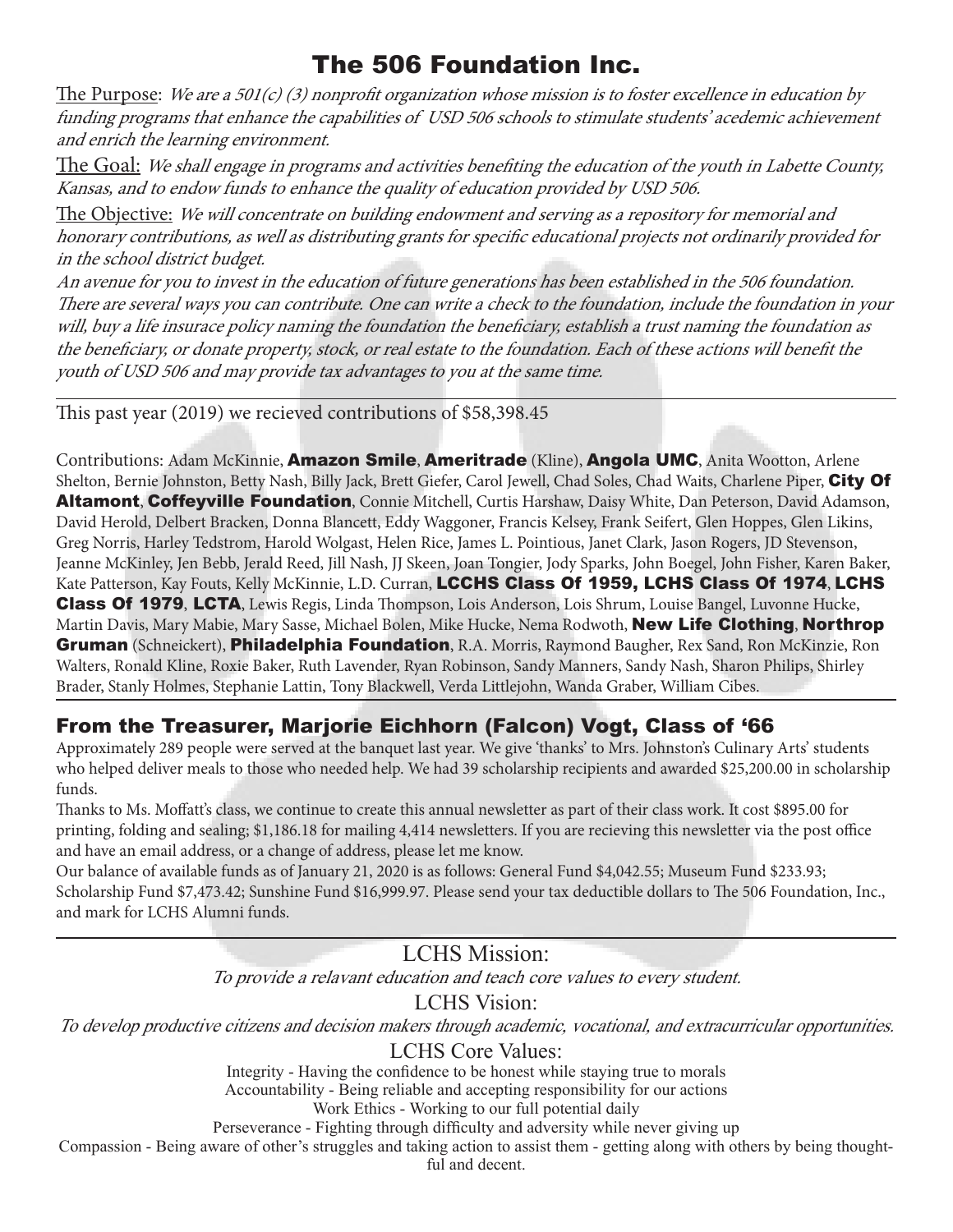# The 506 Foundation Inc.

The Purpose: *We are a 501(c) (3) nonprofit organization whose mission is to foster excellence in education by funding programs that enhance the capabilities of USD 506 schools to stimulate students' acedemic achievement and enrich the learning environment.*

The Goal: *We shall engage in programs and activities benefiting the education of the youth in Labette County, Kansas, and to endow funds to enhance the quality of education provided by USD 506.*

The Objective: *We will concentrate on building endowment and serving as a repository for memorial and honorary contributions, as well as distributing grants for specific educational projects not ordinarily provided for in the school district budget.*

*An avenue for you to invest in the education of future generations has been established in the 506 foundation. There are several ways you can contribute. One can write a check to the foundation, include the foundation in your will, buy a life insurace policy naming the foundation the beneficiary, establish a trust naming the foundation as the beneficiary, or donate property, stock, or real estate to the foundation. Each of these actions will benefit the youth of USD 506 and may provide tax advantages to you at the same time.*

---

This past year (2019) we recieved contributions of $58,398.45

Contributions: Adam McKinnie, **Amazon Smile**, **Ameritrade** (Kline), **Angola UMC**, Anita Wootton, Arlene Shelton, Bernie Johnston, Betty Nash, Billy Jack, Brett Giefer, Carol Jewell, Chad Soles, Chad Waits, Charlene Piper, **City Of Altamont**, **Coffeyville Foundation**, Connie Mitchell, Curtis Harshaw, Daisy White, Dan Peterson, David Adamson, David Herold, Delbert Bracken, Donna Blancett, Eddy Waggoner, Francis Kelsey, Frank Seifert, Glen Hoppes, Glen Likins, Greg Norris, Harley Tedstrom, Harold Wolgast, Helen Rice, James L. Pointious, Janet Clark, Jason Rogers, JD Stevenson, Jeanne McKinley, Jen Bebb, Jerald Reed, Jill Nash, JJ Skeen, Joan Tongier, Jody Sparks, John Boegel, John Fisher, Karen Baker, Kate Patterson, Kay Fouts, Kelly McKinnie, L.D. Curran, **LCCHS Class Of 1959, LCHS Class Of 1974**, **LCHS Class Of 1979**, **LCTA**, Lewis Regis, Linda Thompson, Lois Anderson, Lois Shrum, Louise Bangel, Luvonne Hucke, Martin Davis, Mary Mabie, Mary Sasse, Michael Bolen, Mike Hucke, Nema Rodwoth, **New Life Clothing**, **Northrop Gruman** (Schneickert), **Philadelphia Foundation**, R.A. Morris, Raymond Baugher, Rex Sand, Ron McKinzie, Ron Walters, Ronald Kline, Roxie Baker, Ruth Lavender, Ryan Robinson, Sandy Manners, Sandy Nash, Sharon Philips, Shirley Brader, Stanly Holmes, Stephanie Lattin, Tony Blackwell, Verda Littlejohn, Wanda Graber, William Cibes.

---

## From the Treasurer, Marjorie Eichhorn (Falcon) Vogt, Class of '66

Approximately 289 people were served at the banquet last year. We give 'thanks' to Mrs. Johnston's Culinary Arts' students who helped deliver meals to those who needed help. We had 39 scholarship recipients and awarded $25,200.00 in scholarship funds.

Thanks to Ms. Moffatt's class, we continue to create this annual newsletter as part of their class work. It cost $895.00 for printing, folding and sealing; $1,186.18 for mailing 4,414 newsletters. If you are recieving this newsletter via the post office and have an email address, or a change of address, please let me know.

Our balance of available funds as of January 21, 2020 is as follows: General Fund $4,042.55; Museum Fund $233.93; Scholarship Fund $7,473.42; Sunshine Fund $16,999.97. Please send your tax deductible dollars to The 506 Foundation, Inc., and mark for LCHS Alumni funds.

---

LCHS Mission:

*To provide a relavant education and teach core values to every student.*

LCHS Vision:

*To develop productive citizens and decision makers through academic, vocational, and extracurricular opportunities.*

LCHS Core Values:

Integrity - Having the confidence to be honest while staying true to morals

Accountability - Being reliable and accepting responsibility for our actions

Work Ethics - Working to our full potential daily

Perseverance - Fighting through difficulty and adversity while never giving up

Compassion - Being aware of other's struggles and taking action to assist them - getting along with others by being thoughtful and decent.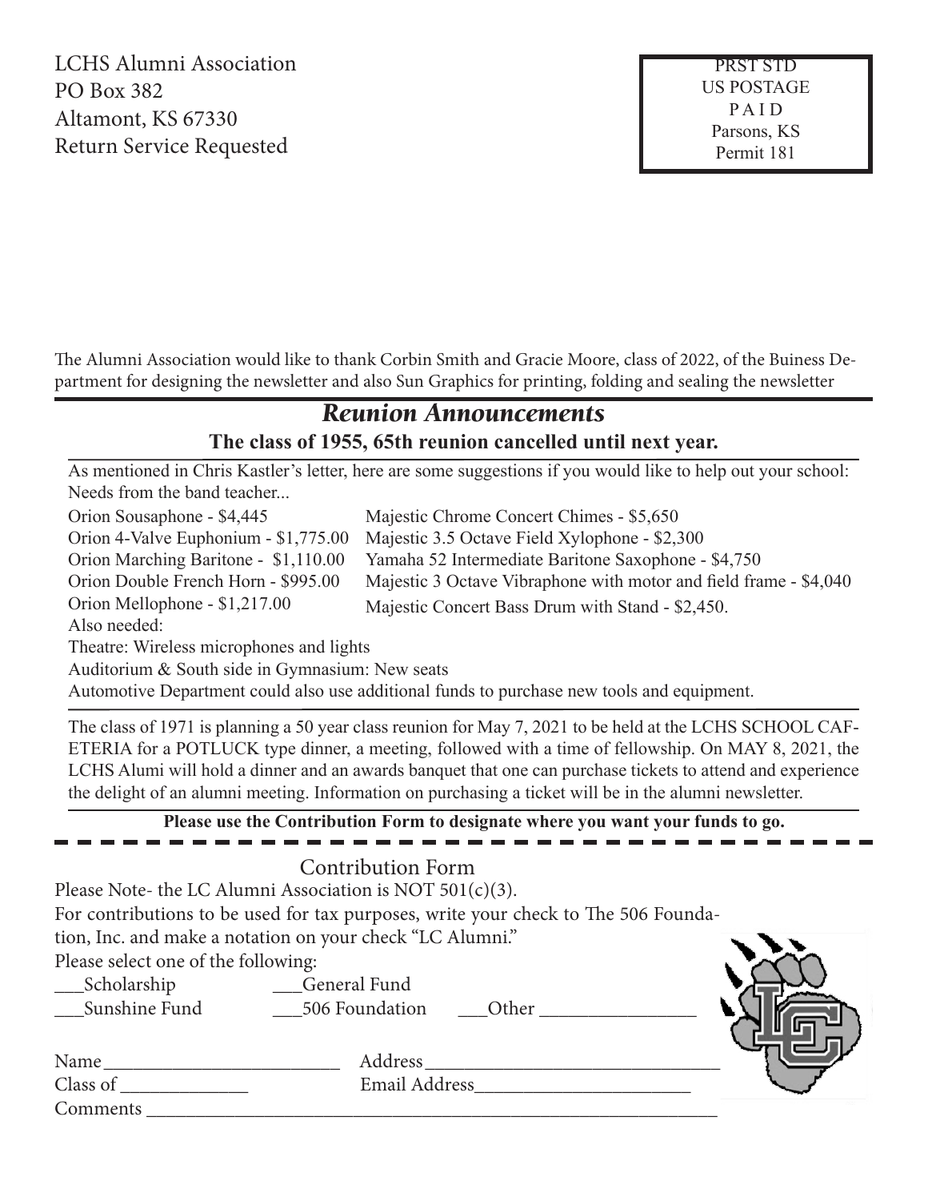LCHS Alumni Association
PO Box 382
Altamont, KS 67330
Return Service Requested

PRST STD
US POSTAGE
PAID
Parsons, KS
Permit 181

The Alumni Association would like to thank Corbin Smith and Gracie Moore, class of 2022, of the Buiness Department for designing the newsletter and also Sun Graphics for printing, folding and sealing the newsletter

## *Reunion Announcements*

**The class of 1955, 65th reunion cancelled until next year.**

As mentioned in Chris Kastler's letter, here are some suggestions if you would like to help out your school:
Needs from the band teacher...

Orion Sousaphone - $4,445
Orion 4-Valve Euphonium - $1,775.00
Orion Marching Baritone - $1,110.00
Orion Double French Horn - $995.00
Orion Mellophone - $1,217.00
Majestic Chrome Concert Chimes - $5,650
Majestic 3.5 Octave Field Xylophone - $2,300
Yamaha 52 Intermediate Baritone Saxophone - $4,750
Majestic 3 Octave Vibraphone with motor and field frame - $4,040
Majestic Concert Bass Drum with Stand - $2,450.

Also needed:
Theatre: Wireless microphones and lights
Auditorium & South side in Gymnasium: New seats
Automotive Department could also use additional funds to purchase new tools and equipment.

The class of 1971 is planning a 50 year class reunion for May 7, 2021 to be held at the LCHS SCHOOL CAFETERIA for a POTLUCK type dinner, a meeting, followed with a time of fellowship. On MAY 8, 2021, the LCHS Alumi will hold a dinner and an awards banquet that one can purchase tickets to attend and experience the delight of an alumni meeting. Information on purchasing a ticket will be in the alumni newsletter.

**Please use the Contribution Form to designate where you want your funds to go.**

Contribution Form

Please Note- the LC Alumni Association is NOT 501(c)(3).
For contributions to be used for tax purposes, write your check to The 506 Foundation, Inc. and make a notation on your check "LC Alumni."
Please select one of the following:

___Scholarship ___General Fund
___Sunshine Fund ___506 Foundation ___Other ________________

Name________________________ Address______________________________
Class of _____________ Email Address______________________
Comments ____________________________________________________________